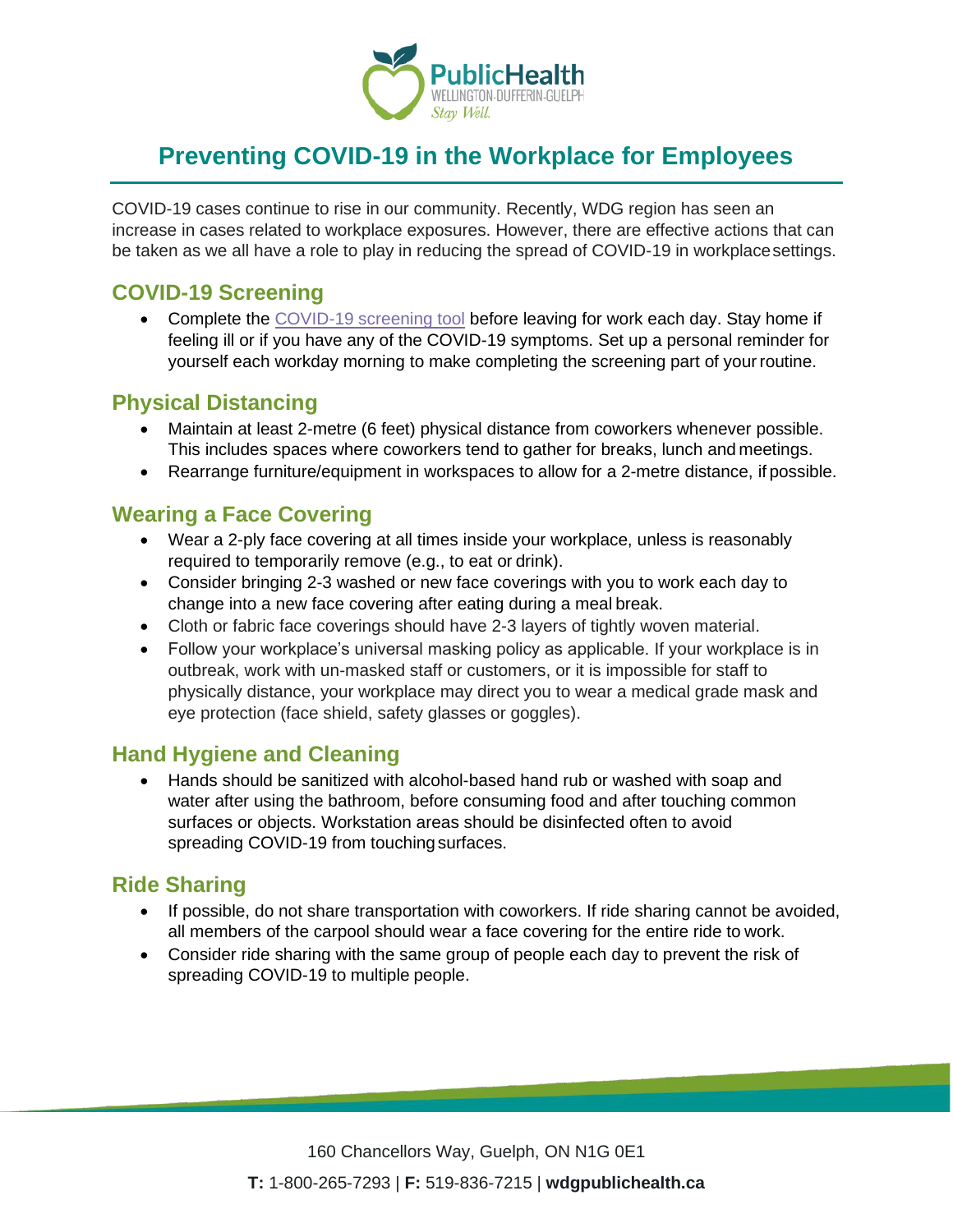# Preventing COVID-19 in the Workplace for Employees

COVID-19 cases continue to rise in our community. Recently, WDG region has seen an increase in cases related to workplace exposures. However, there are effective actions that can be taken as we all have a role to play in reducing the spread of COVID-19 in workplace settings.

## COVID-19 Screening

- Complete the COVID-19 screening tool before leaving for work each day. Stay home if feeling ill or if you have any of the COVID-19 symptoms. Set up a personal reminder for yourself each workday morning to make completing the screening part of your routine.

## Physical Distancing

- Maintain at least 2-metre (6 feet) physical distance from coworkers whenever possible. This includes spaces where coworkers tend to gather for breaks, lunch and meetings.
- Rearrange furniture/equipment in workspaces to allow for a 2-metre distance, if possible.

## Wearing a Face Covering

- Wear a 2-ply face covering at all times inside your workplace, unless is reasonably required to temporarily remove (e.g., to eat or drink).
- Consider bringing 2-3 washed or new face coverings with you to work each day to change into a new face covering after eating during a meal break.
- Cloth or fabric face coverings should have 2-3 layers of tightly woven material.
- Follow your workplace's universal masking policy as applicable. If your workplace is in outbreak, work with un-masked staff or customers, or it is impossible for staff to physically distance, your workplace may direct you to wear a medical grade mask and eye protection (face shield, safety glasses or goggles).

## Hand Hygiene and Cleaning

- Hands should be sanitized with alcohol-based hand rub or washed with soap and water after using the bathroom, before consuming food and after touching common surfaces or objects. Workstation areas should be disinfected often to avoid spreading COVID-19 from touching surfaces.

## Ride Sharing

- If possible, do not share transportation with coworkers. If ride sharing cannot be avoided, all members of the carpool should wear a face covering for the entire ride to work.
- Consider ride sharing with the same group of people each day to prevent the risk of spreading COVID-19 to multiple people.

160 Chancellors Way, Guelph, ON N1G 0E1

**T:** 1-800-265-7293 | **F:** 519-836-7215 | **wdgpublichealth.ca**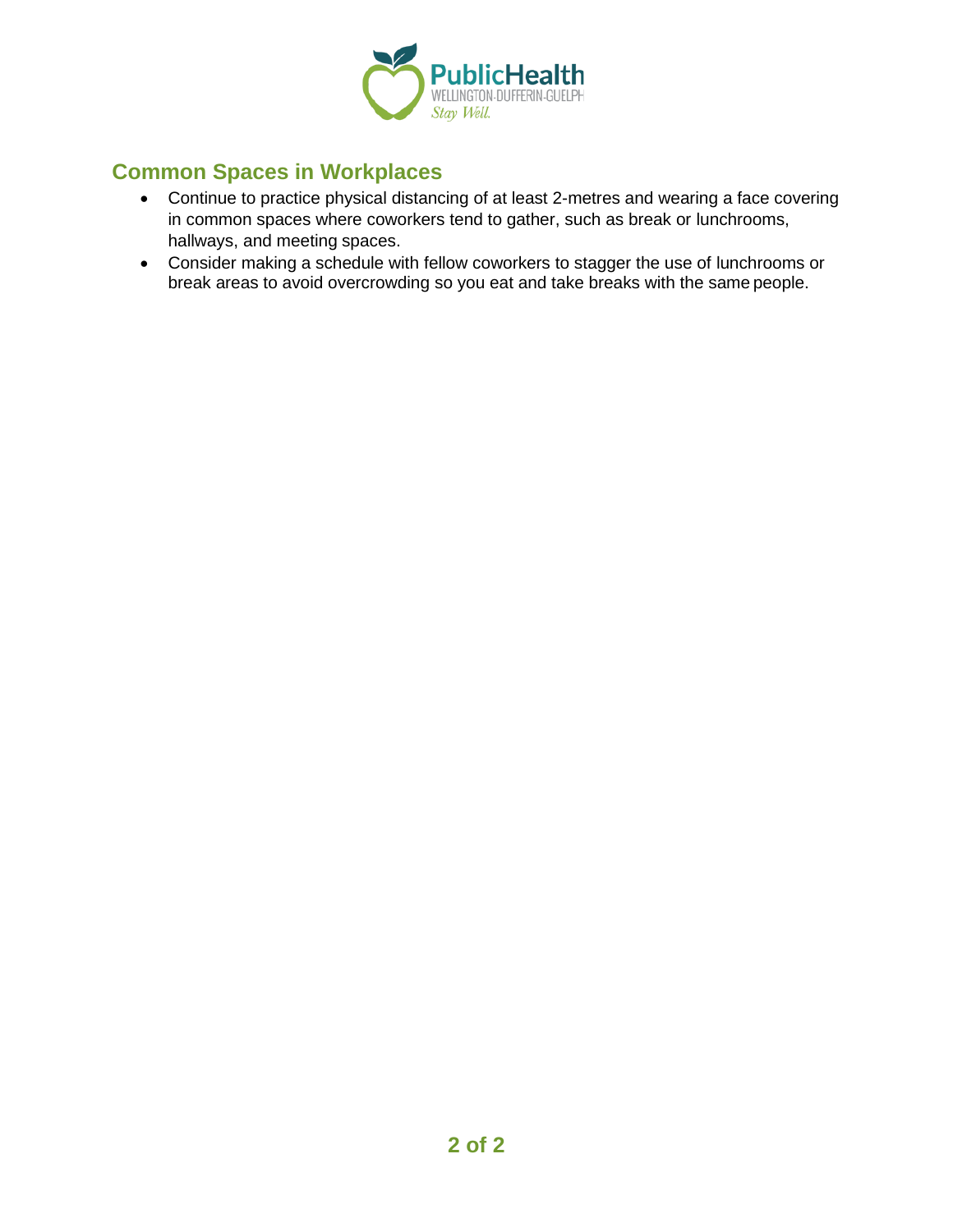## Common Spaces in Workplaces

- Continue to practice physical distancing of at least 2-metres and wearing a face covering in common spaces where coworkers tend to gather, such as break or lunchrooms, hallways, and meeting spaces.
- Consider making a schedule with fellow coworkers to stagger the use of lunchrooms or break areas to avoid overcrowding so you eat and take breaks with the same people.